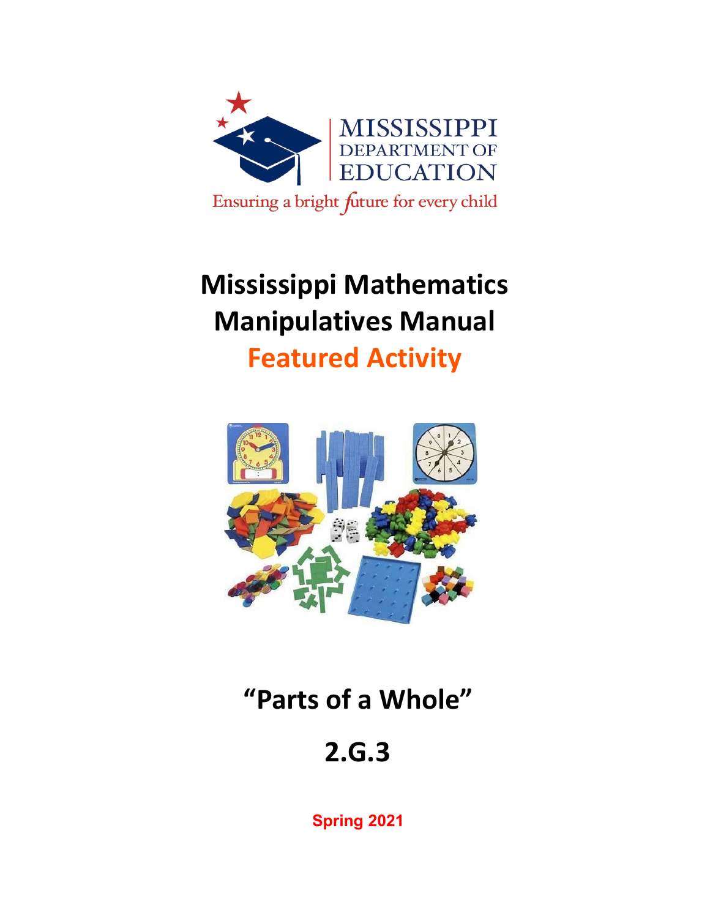MISSISSIPPI DEPARTMENT OF EDUCATION

Ensuring a bright future for every child

# Mississippi Mathematics Manipulatives Manual

## Featured Activity

# "Parts of a Whole"

# 2.G.3

**Spring 2021**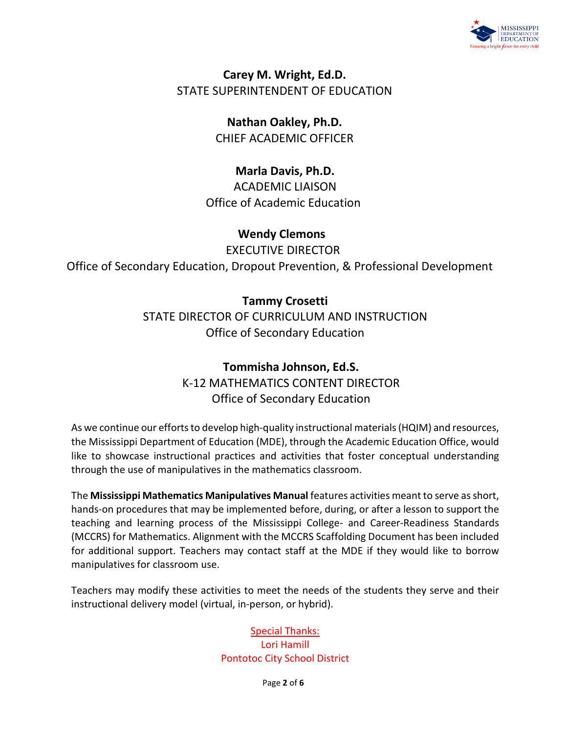**Carey M. Wright, Ed.D.**
STATE SUPERINTENDENT OF EDUCATION

**Nathan Oakley, Ph.D.**
CHIEF ACADEMIC OFFICER

**Marla Davis, Ph.D.**
ACADEMIC LIAISON
Office of Academic Education

**Wendy Clemons**
EXECUTIVE DIRECTOR
Office of Secondary Education, Dropout Prevention, & Professional Development

**Tammy Crosetti**
STATE DIRECTOR OF CURRICULUM AND INSTRUCTION
Office of Secondary Education

**Tommisha Johnson, Ed.S.**
K-12 MATHEMATICS CONTENT DIRECTOR
Office of Secondary Education

As we continue our efforts to develop high-quality instructional materials (HQIM) and resources, the Mississippi Department of Education (MDE), through the Academic Education Office, would like to showcase instructional practices and activities that foster conceptual understanding through the use of manipulatives in the mathematics classroom.

The **Mississippi Mathematics Manipulatives Manual** features activities meant to serve as short, hands-on procedures that may be implemented before, during, or after a lesson to support the teaching and learning process of the Mississippi College- and Career-Readiness Standards (MCCRS) for Mathematics. Alignment with the MCCRS Scaffolding Document has been included for additional support. Teachers may contact staff at the MDE if they would like to borrow manipulatives for classroom use.

Teachers may modify these activities to meet the needs of the students they serve and their instructional delivery model (virtual, in-person, or hybrid).

Special Thanks:
Lori Hamill
Pontotoc City School District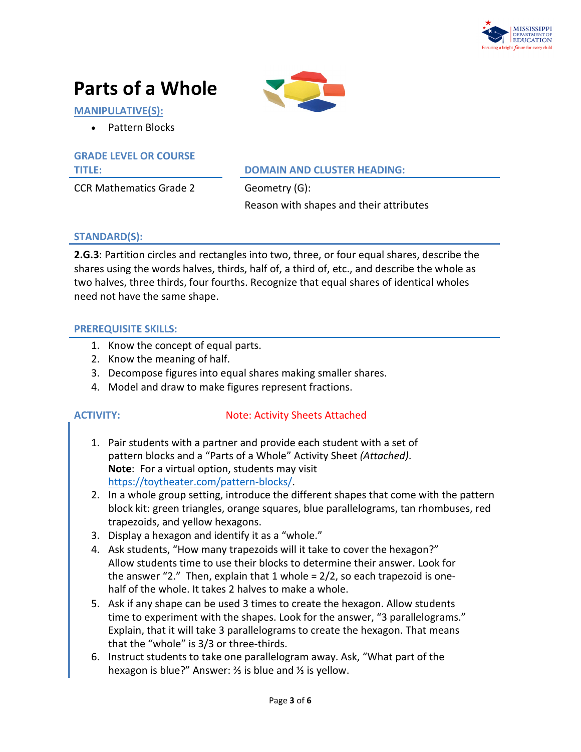# Parts of a Whole

## MANIPULATIVE(S):

- Pattern Blocks

## GRADE LEVEL OR COURSE TITLE:

CCR Mathematics Grade 2

## DOMAIN AND CLUSTER HEADING:

Geometry (G):

Reason with shapes and their attributes

## STANDARD(S):

**2.G.3**: Partition circles and rectangles into two, three, or four equal shares, describe the shares using the words halves, thirds, half of, a third of, etc., and describe the whole as two halves, three thirds, four fourths. Recognize that equal shares of identical wholes need not have the same shape.

## PREREQUISITE SKILLS:

1. Know the concept of equal parts.
2. Know the meaning of half.
3. Decompose figures into equal shares making smaller shares.
4. Model and draw to make figures represent fractions.

## ACTIVITY:

Note: Activity Sheets Attached

1. Pair students with a partner and provide each student with a set of pattern blocks and a "Parts of a Whole" Activity Sheet *(Attached)*.
   **Note**: For a virtual option, students may visit https://toytheater.com/pattern-blocks/.
2. In a whole group setting, introduce the different shapes that come with the pattern block kit: green triangles, orange squares, blue parallelograms, tan rhombuses, red trapezoids, and yellow hexagons.
3. Display a hexagon and identify it as a "whole."
4. Ask students, "How many trapezoids will it take to cover the hexagon?" Allow students time to use their blocks to determine their answer. Look for the answer "2." Then, explain that 1 whole = 2/2, so each trapezoid is one-half of the whole. It takes 2 halves to make a whole.
5. Ask if any shape can be used 3 times to create the hexagon. Allow students time to experiment with the shapes. Look for the answer, "3 parallelograms." Explain, that it will take 3 parallelograms to create the hexagon. That means that the "whole" is 3/3 or three-thirds.
6. Instruct students to take one parallelogram away. Ask, "What part of the hexagon is blue?" Answer: ⅔ is blue and ⅓ is yellow.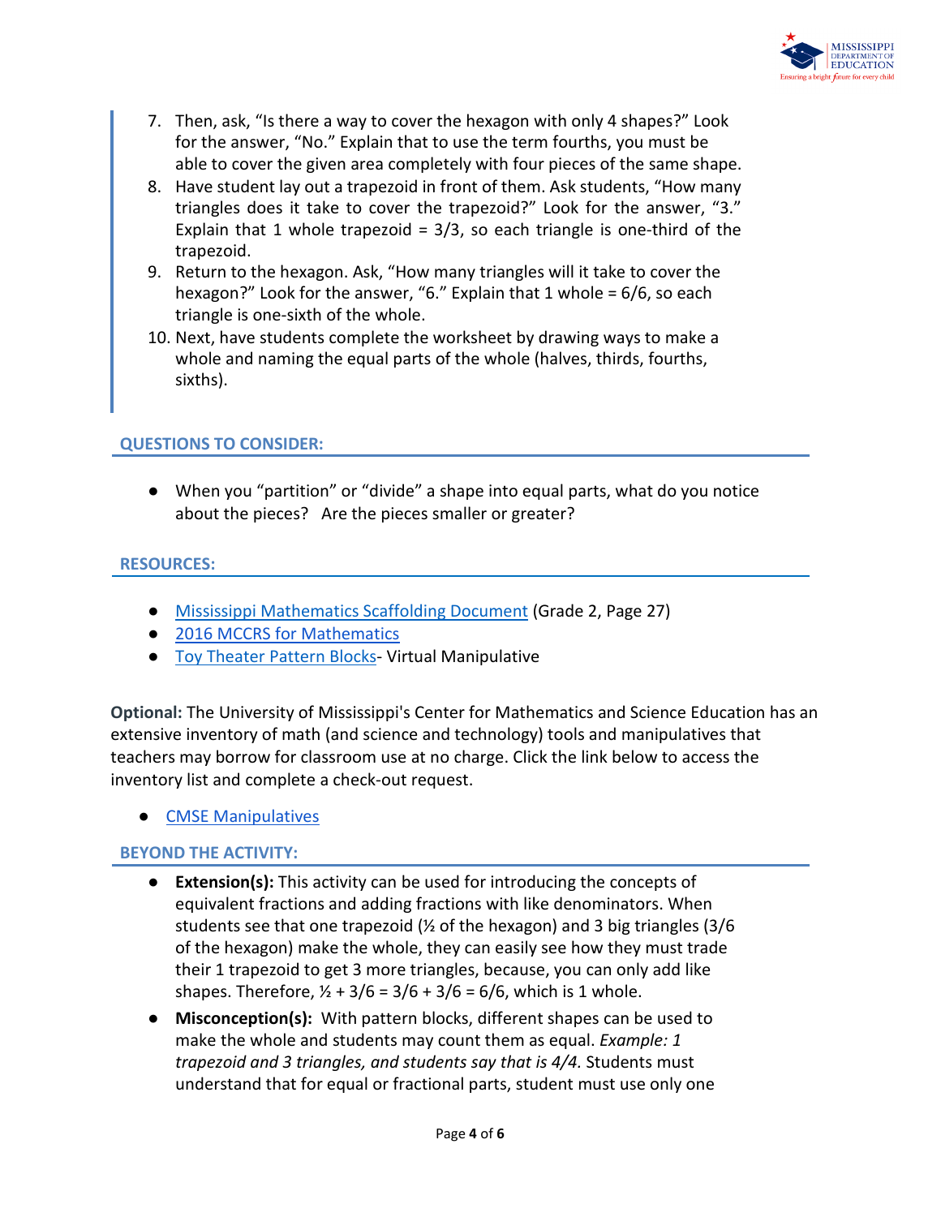7. Then, ask, "Is there a way to cover the hexagon with only 4 shapes?" Look for the answer, "No." Explain that to use the term fourths, you must be able to cover the given area completely with four pieces of the same shape.
8. Have student lay out a trapezoid in front of them. Ask students, "How many triangles does it take to cover the trapezoid?" Look for the answer, "3." Explain that 1 whole trapezoid = 3/3, so each triangle is one-third of the trapezoid.
9. Return to the hexagon. Ask, "How many triangles will it take to cover the hexagon?" Look for the answer, "6." Explain that 1 whole = 6/6, so each triangle is one-sixth of the whole.
10. Next, have students complete the worksheet by drawing ways to make a whole and naming the equal parts of the whole (halves, thirds, fourths, sixths).

### QUESTIONS TO CONSIDER:

- When you "partition" or "divide" a shape into equal parts, what do you notice about the pieces? Are the pieces smaller or greater?

### RESOURCES:

- Mississippi Mathematics Scaffolding Document (Grade 2, Page 27)
- 2016 MCCRS for Mathematics
- Toy Theater Pattern Blocks- Virtual Manipulative

**Optional:** The University of Mississippi's Center for Mathematics and Science Education has an extensive inventory of math (and science and technology) tools and manipulatives that teachers may borrow for classroom use at no charge. Click the link below to access the inventory list and complete a check-out request.

- CMSE Manipulatives

### BEYOND THE ACTIVITY:

- **Extension(s):** This activity can be used for introducing the concepts of equivalent fractions and adding fractions with like denominators. When students see that one trapezoid (½ of the hexagon) and 3 big triangles (3/6 of the hexagon) make the whole, they can easily see how they must trade their 1 trapezoid to get 3 more triangles, because, you can only add like shapes. Therefore, ½ + 3/6 = 3/6 + 3/6 = 6/6, which is 1 whole.
- **Misconception(s):** With pattern blocks, different shapes can be used to make the whole and students may count them as equal. *Example: 1 trapezoid and 3 triangles, and students say that is 4/4.* Students must understand that for equal or fractional parts, student must use only one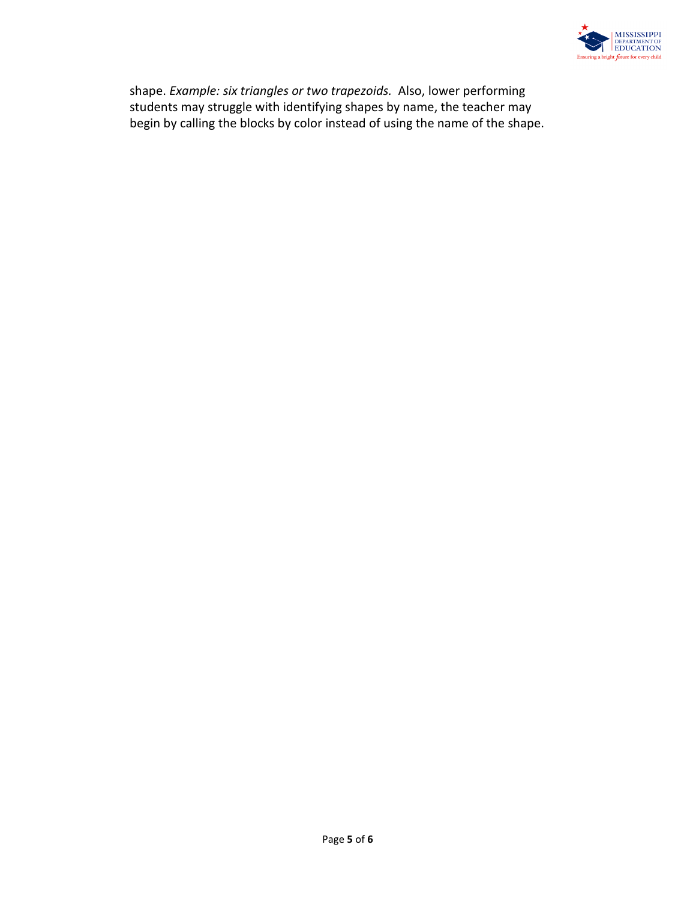shape. *Example: six triangles or two trapezoids.* Also, lower performing students may struggle with identifying shapes by name, the teacher may begin by calling the blocks by color instead of using the name of the shape.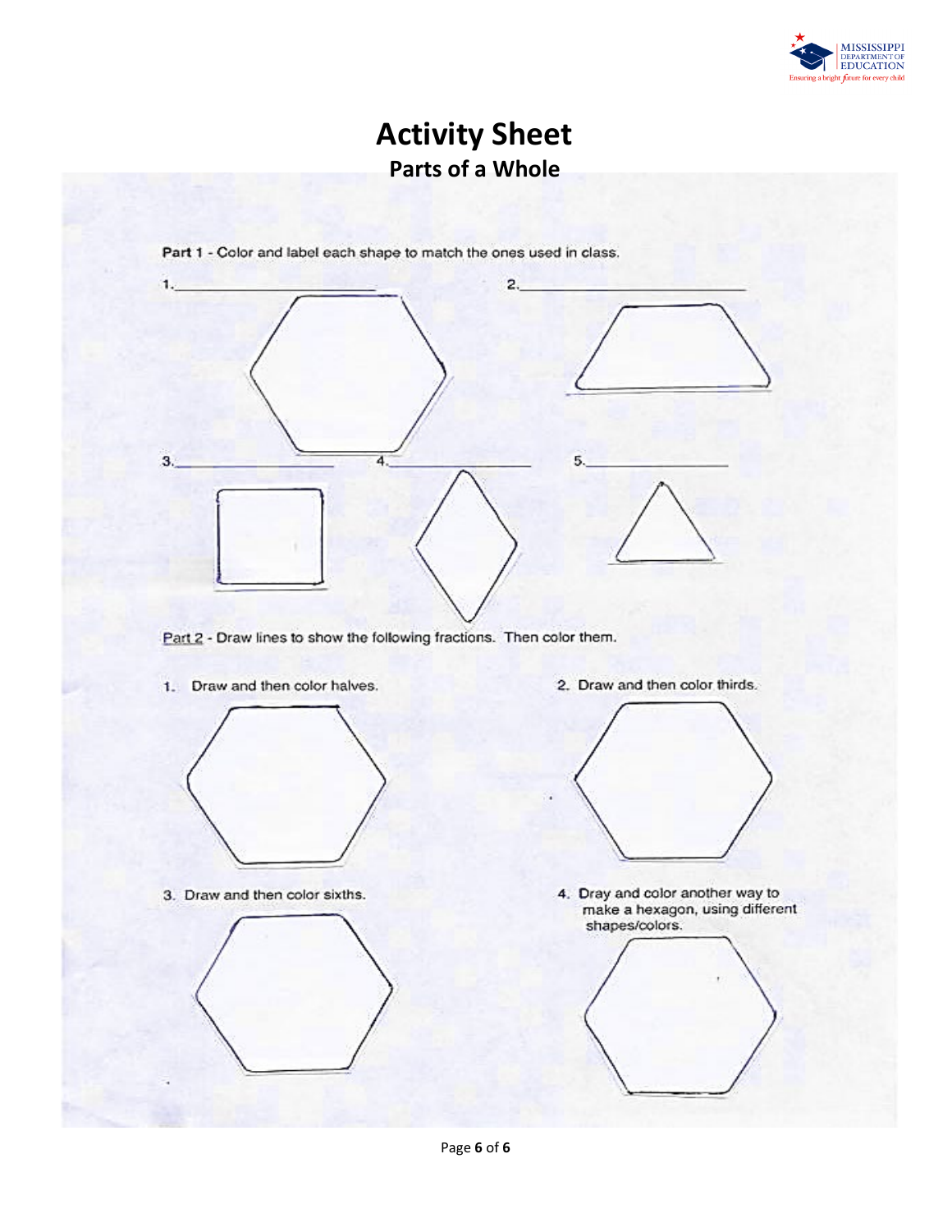# Activity Sheet

## Parts of a Whole

**Part 1** - Color and label each shape to match the ones used in class.

1.______________________

2.______________________

3.______________________

4.______________________

5.______________________

Part 2 - Draw lines to show the following fractions. Then color them.

1. Draw and then color halves.

2. Draw and then color thirds.

3. Draw and then color sixths.

4. Dray and color another way to make a hexagon, using different shapes/colors.